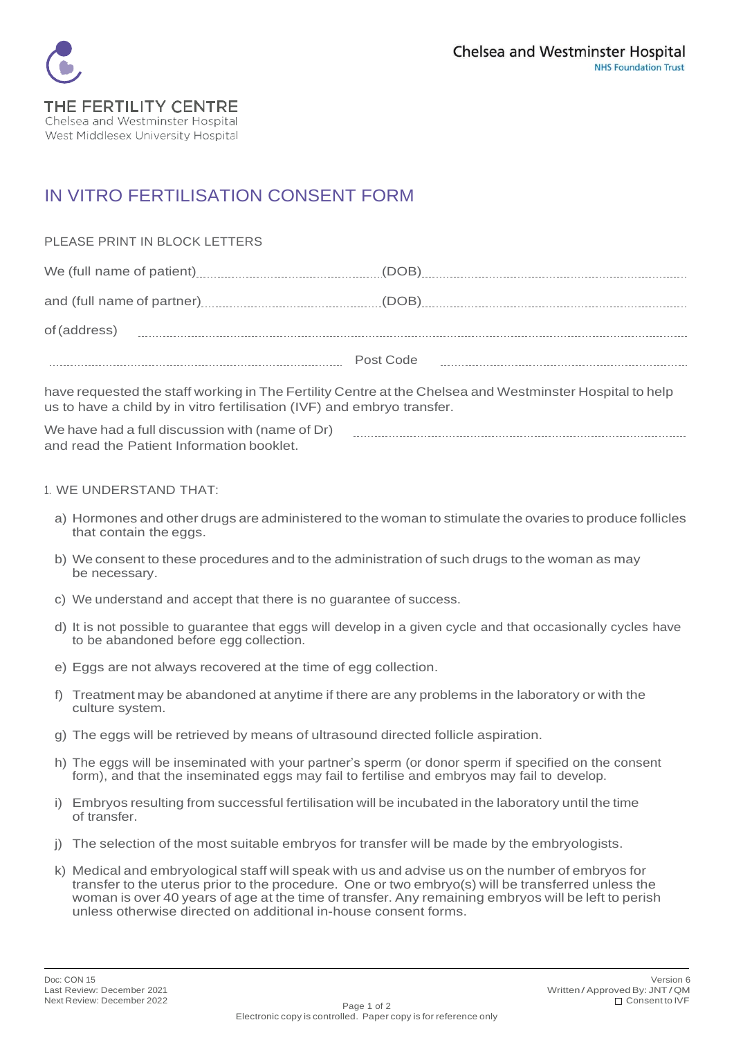THE FERTILITY CENTRE
Chelsea and Westminster Hospital
West Middlesex University Hospital

Chelsea and Westminster Hospital
NHS Foundation Trust

# IN VITRO FERTILISATION CONSENT FORM

PLEASE PRINT IN BLOCK LETTERS

We (full name of patient)............................................(DOB)..........................................................

and (full name of partner)............................................(DOB)..........................................................

of (address) ......................................................................................................................................

.......................................................................... Post Code ..........................................................

have requested the staff working in The Fertility Centre at the Chelsea and Westminster Hospital to help us to have a child by in vitro fertilisation (IVF) and embryo transfer.

We have had a full discussion with (name of Dr) ..................................................................
and read the Patient Information booklet.

1. WE UNDERSTAND THAT:

a) Hormones and other drugs are administered to the woman to stimulate the ovaries to produce follicles that contain the eggs.

b) We consent to these procedures and to the administration of such drugs to the woman as may be necessary.

c) We understand and accept that there is no guarantee of success.

d) It is not possible to guarantee that eggs will develop in a given cycle and that occasionally cycles have to be abandoned before egg collection.

e) Eggs are not always recovered at the time of egg collection.

f) Treatment may be abandoned at anytime if there are any problems in the laboratory or with the culture system.

g) The eggs will be retrieved by means of ultrasound directed follicle aspiration.

h) The eggs will be inseminated with your partner's sperm (or donor sperm if specified on the consent form), and that the inseminated eggs may fail to fertilise and embryos may fail to develop.

i) Embryos resulting from successful fertilisation will be incubated in the laboratory until the time of transfer.

j) The selection of the most suitable embryos for transfer will be made by the embryologists.

k) Medical and embryological staff will speak with us and advise us on the number of embryos for transfer to the uterus prior to the procedure. One or two embryo(s) will be transferred unless the woman is over 40 years of age at the time of transfer. Any remaining embryos will be left to perish unless otherwise directed on additional in-house consent forms.

Doc: CON 15
Last Review: December 2021
Next Review: December 2022

Version 6
Written / Approved By: JNT / QM
☐ Consent to IVF

Electronic copy is controlled. Paper copy is for reference only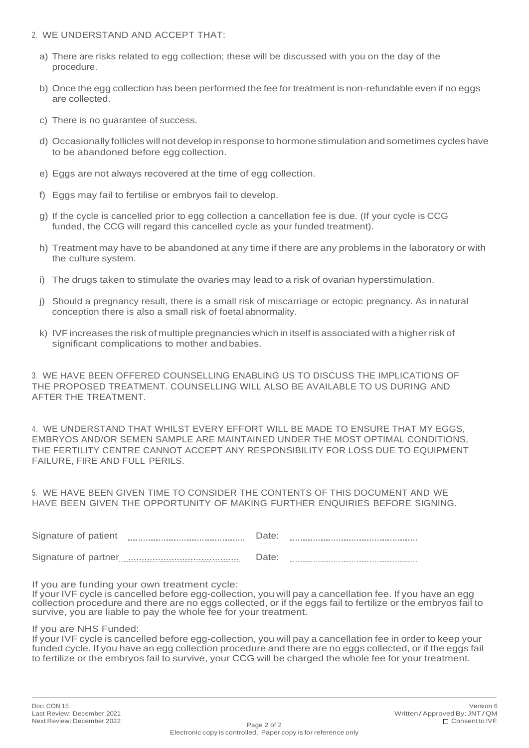2. WE UNDERSTAND AND ACCEPT THAT:

a) There are risks related to egg collection; these will be discussed with you on the day of the procedure.

b) Once the egg collection has been performed the fee for treatment is non-refundable even if no eggs are collected.

c) There is no guarantee of success.

d) Occasionally follicles will not develop in response to hormone stimulation and sometimes cycles have to be abandoned before egg collection.

e) Eggs are not always recovered at the time of egg collection.

f) Eggs may fail to fertilise or embryos fail to develop.

g) If the cycle is cancelled prior to egg collection a cancellation fee is due. (If your cycle is CCG funded, the CCG will regard this cancelled cycle as your funded treatment).

h) Treatment may have to be abandoned at any time if there are any problems in the laboratory or with the culture system.

i) The drugs taken to stimulate the ovaries may lead to a risk of ovarian hyperstimulation.

j) Should a pregnancy result, there is a small risk of miscarriage or ectopic pregnancy. As in natural conception there is also a small risk of foetal abnormality.

k) IVF increases the risk of multiple pregnancies which in itself is associated with a higher risk of significant complications to mother and babies.

3. WE HAVE BEEN OFFERED COUNSELLING ENABLING US TO DISCUSS THE IMPLICATIONS OF THE PROPOSED TREATMENT. COUNSELLING WILL ALSO BE AVAILABLE TO US DURING AND AFTER THE TREATMENT.

4. WE UNDERSTAND THAT WHILST EVERY EFFORT WILL BE MADE TO ENSURE THAT MY EGGS, EMBRYOS AND/OR SEMEN SAMPLE ARE MAINTAINED UNDER THE MOST OPTIMAL CONDITIONS, THE FERTILITY CENTRE CANNOT ACCEPT ANY RESPONSIBILITY FOR LOSS DUE TO EQUIPMENT FAILURE, FIRE AND FULL PERILS.

5. WE HAVE BEEN GIVEN TIME TO CONSIDER THE CONTENTS OF THIS DOCUMENT AND WE HAVE BEEN GIVEN THE OPPORTUNITY OF MAKING FURTHER ENQUIRIES BEFORE SIGNING.

Signature of patient ........................................ Date: ........................................

Signature of partner ........................................ Date: ........................................

If you are funding your own treatment cycle:
If your IVF cycle is cancelled before egg-collection, you will pay a cancellation fee. If you have an egg collection procedure and there are no eggs collected, or if the eggs fail to fertilize or the embryos fail to survive, you are liable to pay the whole fee for your treatment.

If you are NHS Funded:
If your IVF cycle is cancelled before egg-collection, you will pay a cancellation fee in order to keep your funded cycle. If you have an egg collection procedure and there are no eggs collected, or if the eggs fail to fertilize or the embryos fail to survive, your CCG will be charged the whole fee for your treatment.